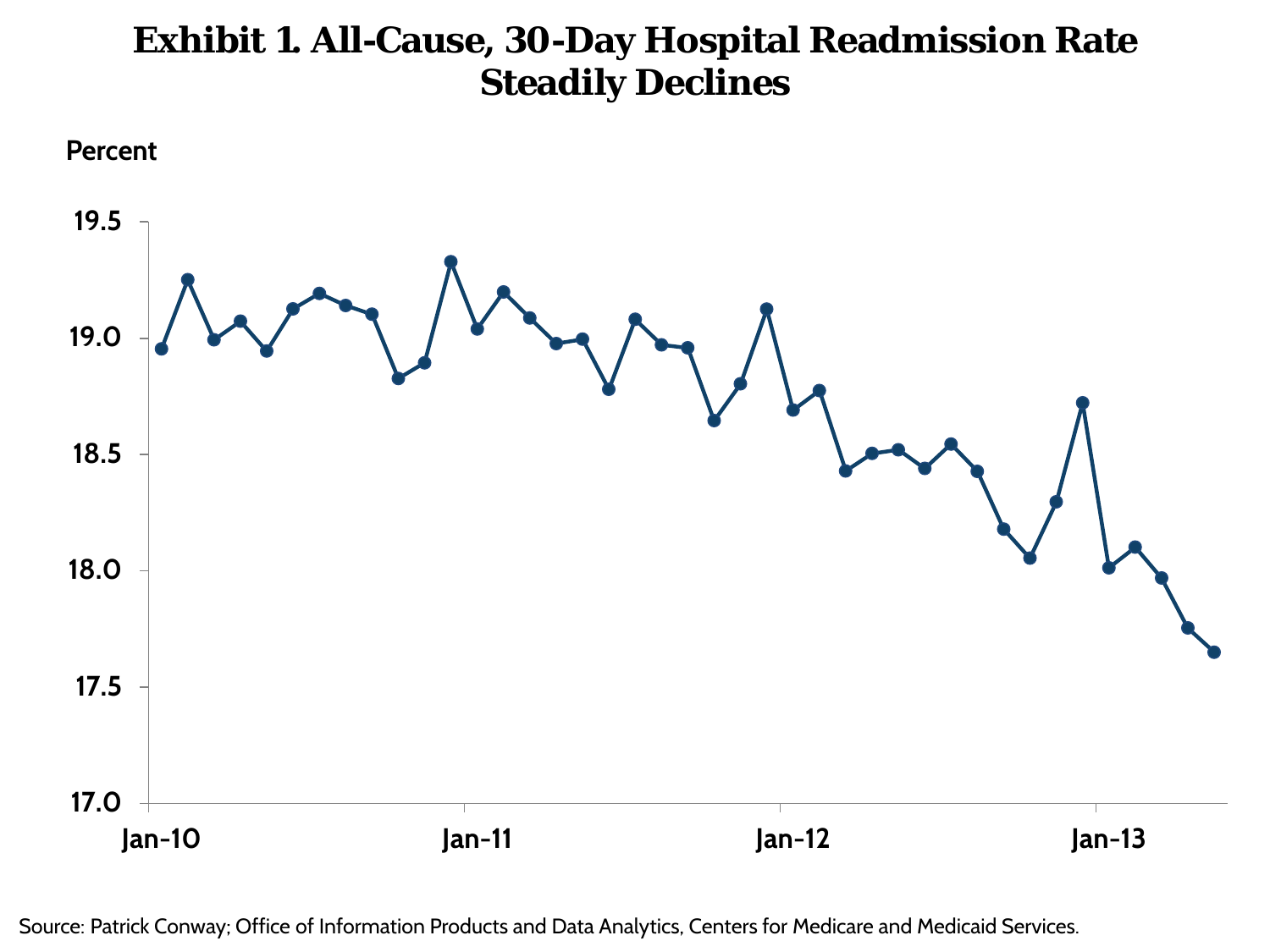# Exhibit 1. All-Cause, 30-Day Hospital Readmission Rate Steadily Declines

Percent

19.5
19.0
18.5
18.0
17.5
17.0

Jan-10 Jan-11 Jan-12 Jan-13

Source: Patrick Conway; Office of Information Products and Data Analytics, Centers for Medicare and Medicaid Services.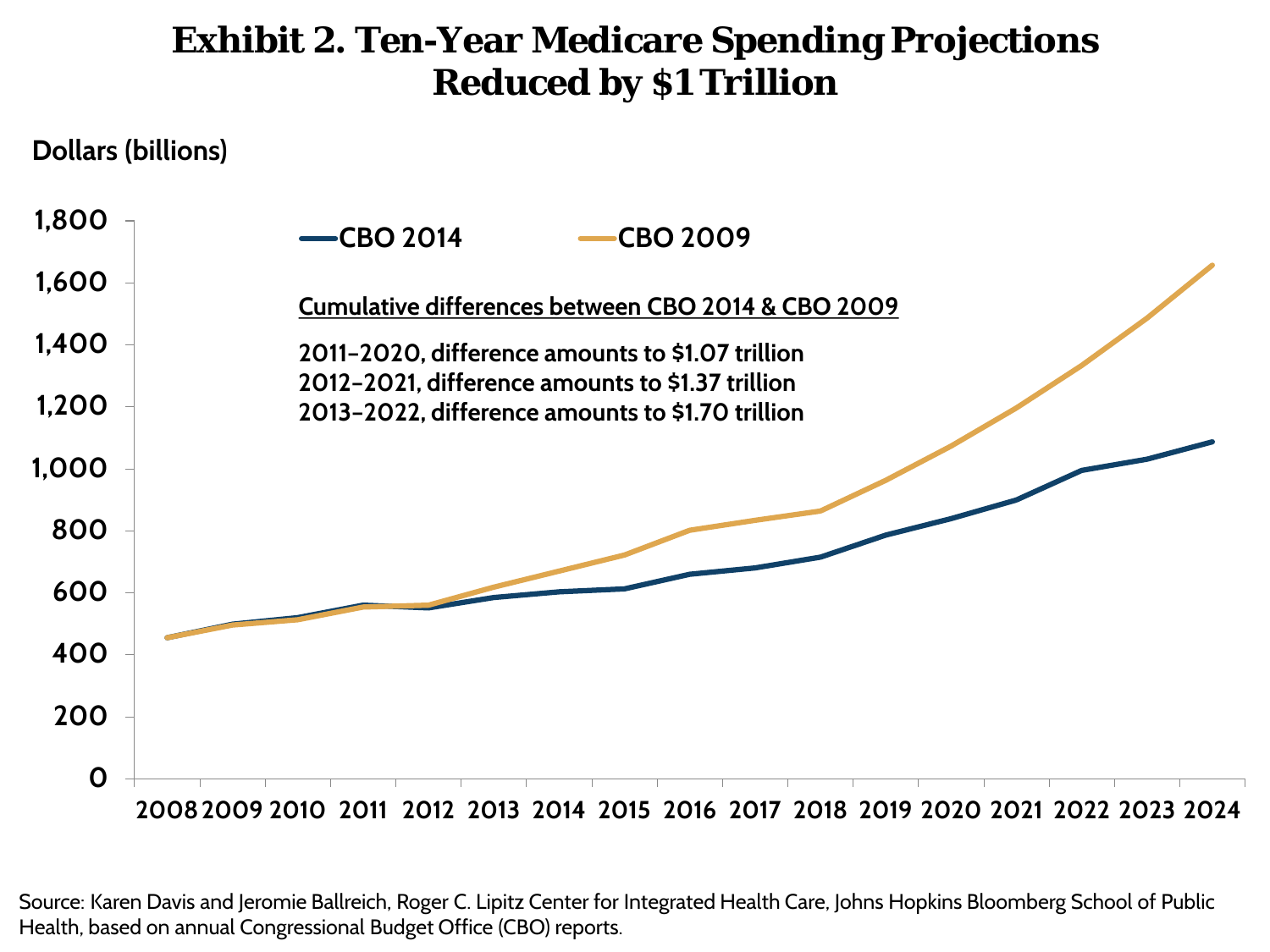# Exhibit 2. Ten-Year Medicare Spending Projections Reduced by $1 Trillion

Dollars (billions)

CBO 2014 — CBO 2009

**Cumulative differences between CBO 2014 & CBO 2009**

2011–2020, difference amounts to $1.07 trillion
2012–2021, difference amounts to $1.37 trillion
2013–2022, difference amounts to $1.70 trillion

Source: Karen Davis and Jeromie Ballreich, Roger C. Lipitz Center for Integrated Health Care, Johns Hopkins Bloomberg School of Public Health, based on annual Congressional Budget Office (CBO) reports.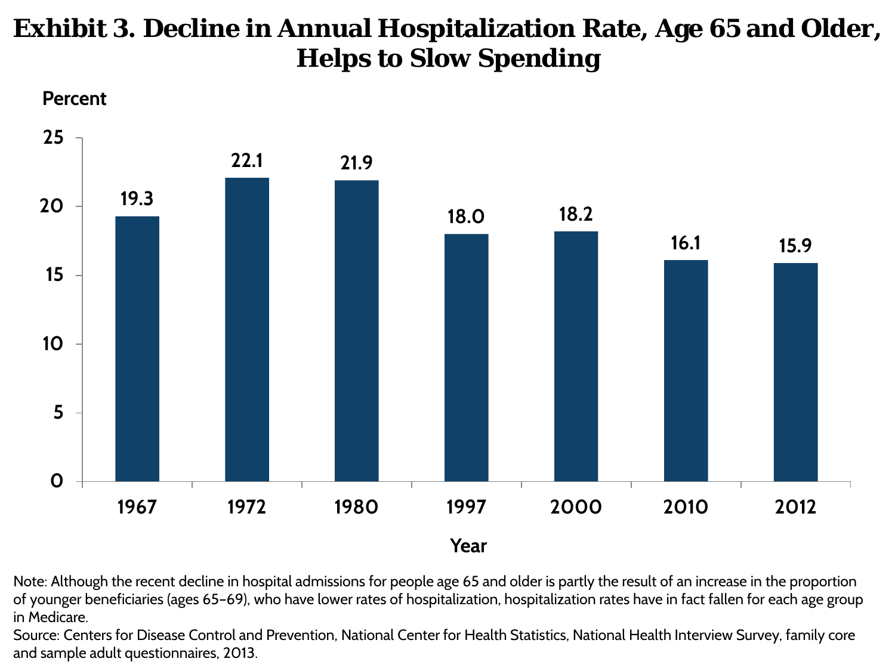# Exhibit 3. Decline in Annual Hospitalization Rate, Age 65 and Older, Helps to Slow Spending

| Year | Percent |
|---|---|
| 1967 | 19.3 |
| 1972 | 22.1 |
| 1980 | 21.9 |
| 1997 | 18.0 |
| 2000 | 18.2 |
| 2010 | 16.1 |
| 2012 | 15.9 |

Note: Although the recent decline in hospital admissions for people age 65 and older is partly the result of an increase in the proportion of younger beneficiaries (ages 65–69), who have lower rates of hospitalization, hospitalization rates have in fact fallen for each age group in Medicare.

Source: Centers for Disease Control and Prevention, National Center for Health Statistics, National Health Interview Survey, family core and sample adult questionnaires, 2013.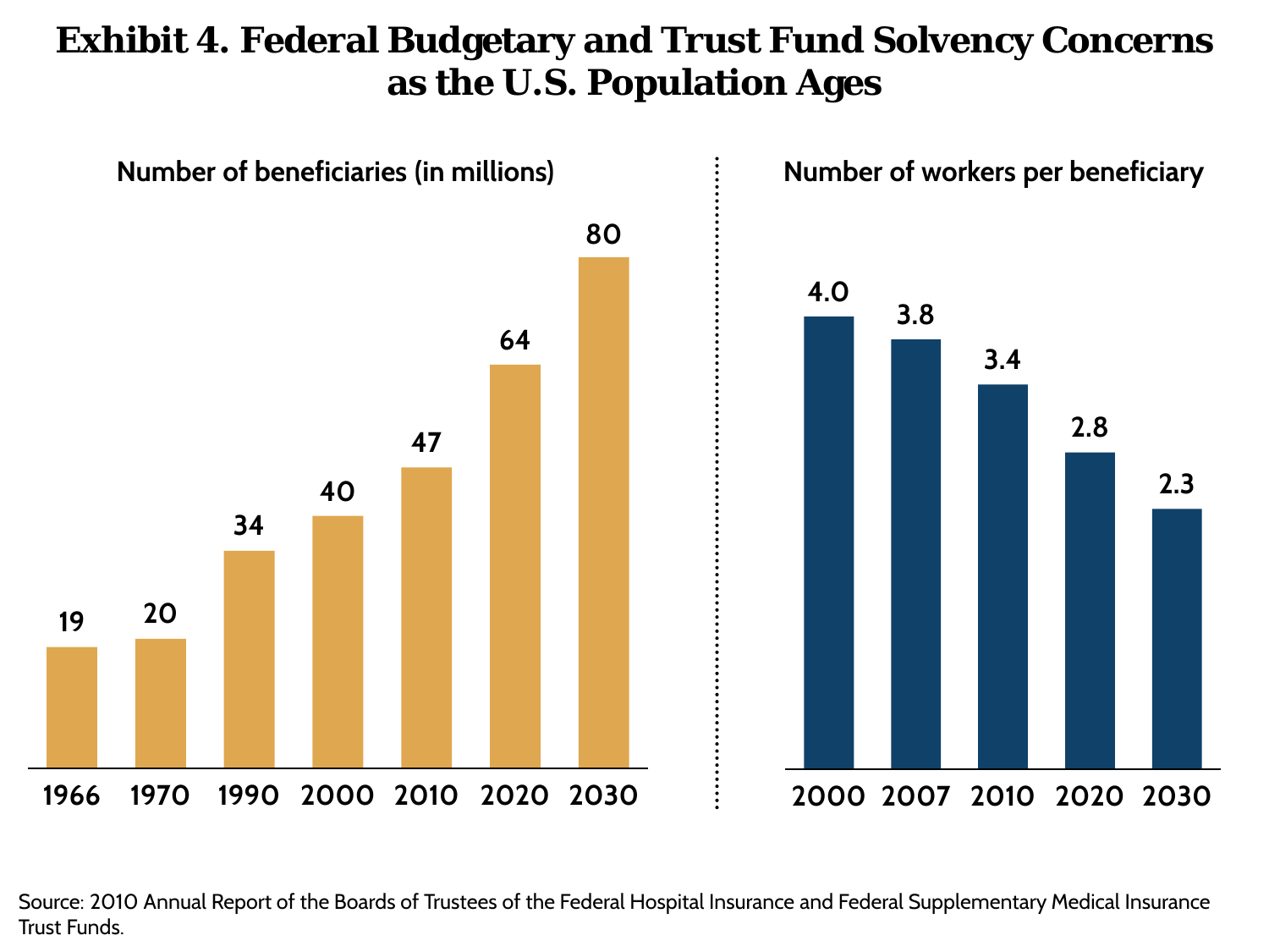# Exhibit 4. Federal Budgetary and Trust Fund Solvency Concerns as the U.S. Population Ages

**Number of beneficiaries (in millions)**

| Year | Beneficiaries (millions) |
|---|---|
| 1966 | 19 |
| 1970 | 20 |
| 1990 | 34 |
| 2000 | 40 |
| 2010 | 47 |
| 2020 | 64 |
| 2030 | 80 |

**Number of workers per beneficiary**

| Year | Workers per beneficiary |
|---|---|
| 2000 | 4.0 |
| 2007 | 3.8 |
| 2010 | 3.4 |
| 2020 | 2.8 |
| 2030 | 2.3 |

Source: 2010 Annual Report of the Boards of Trustees of the Federal Hospital Insurance and Federal Supplementary Medical Insurance Trust Funds.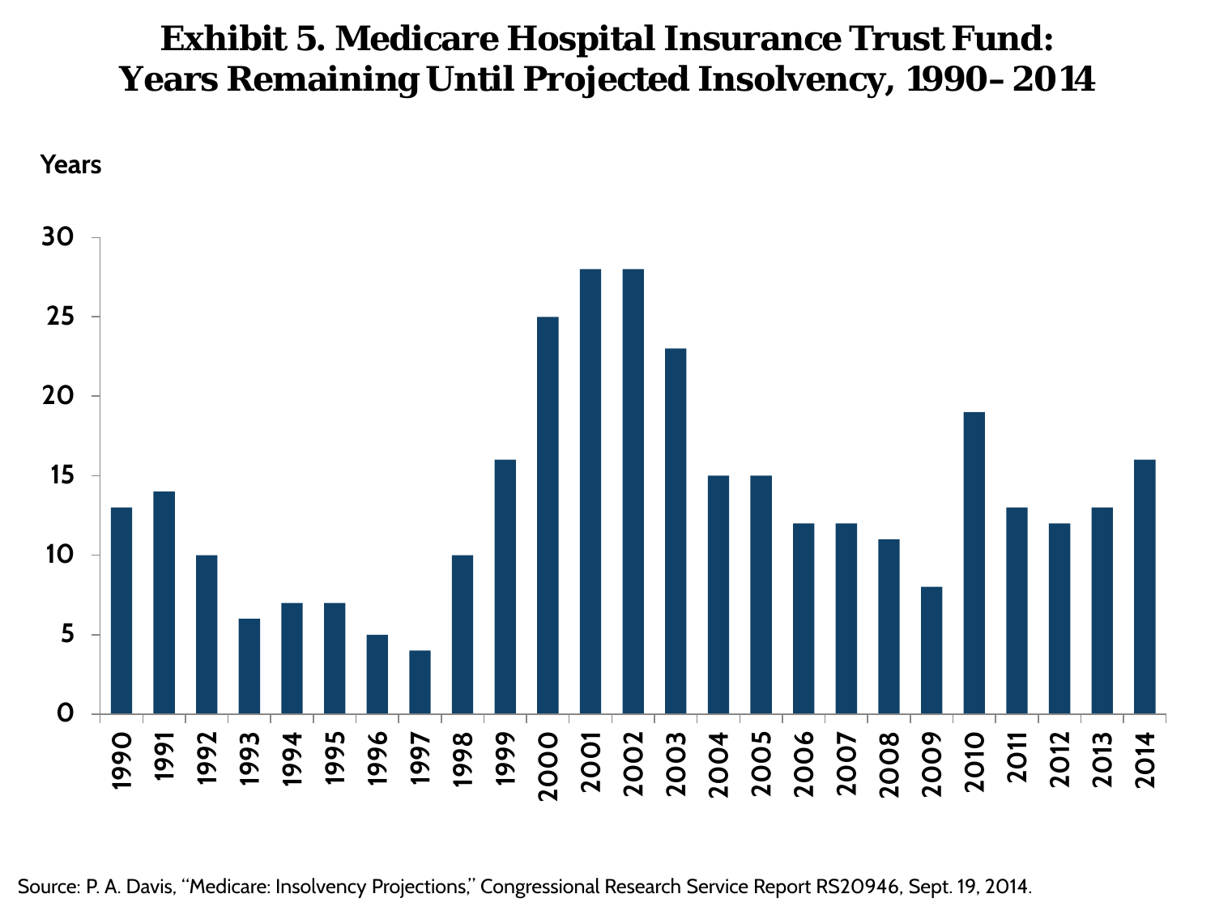## Exhibit 5. Medicare Hospital Insurance Trust Fund: Years Remaining Until Projected Insolvency, 1990–2014

| Year | Years |
|---|---|
| 1990 | 13 |
| 1991 | 14 |
| 1992 | 10 |
| 1993 | 6 |
| 1994 | 7 |
| 1995 | 7 |
| 1996 | 5 |
| 1997 | 4 |
| 1998 | 10 |
| 1999 | 16 |
| 2000 | 25 |
| 2001 | 28 |
| 2002 | 28 |
| 2003 | 23 |
| 2004 | 15 |
| 2005 | 15 |
| 2006 | 12 |
| 2007 | 12 |
| 2008 | 11 |
| 2009 | 8 |
| 2010 | 19 |
| 2011 | 13 |
| 2012 | 12 |
| 2013 | 13 |
| 2014 | 16 |

Source: P. A. Davis, "Medicare: Insolvency Projections," Congressional Research Service Report RS20946, Sept. 19, 2014.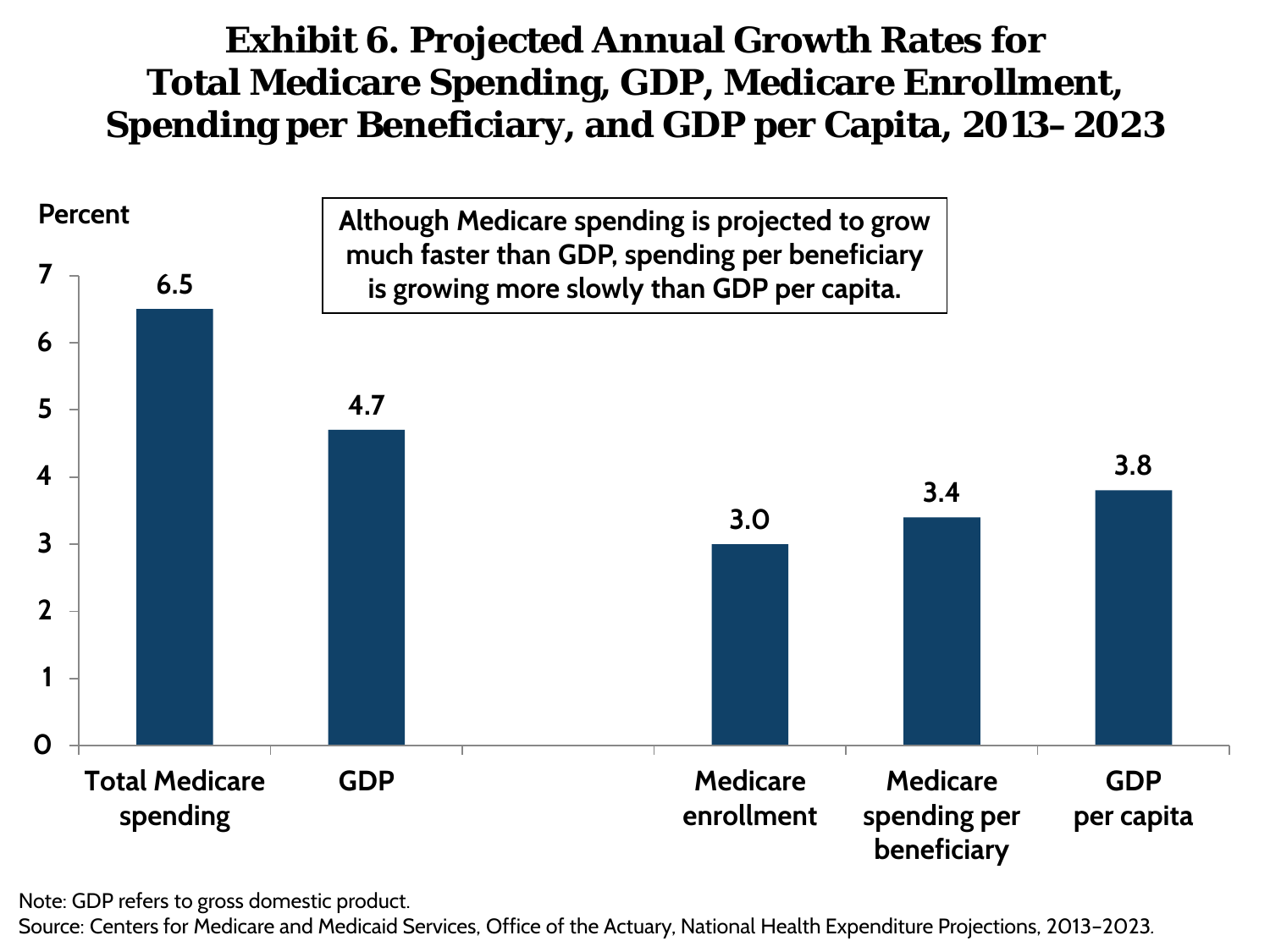# Exhibit 6. Projected Annual Growth Rates for Total Medicare Spending, GDP, Medicare Enrollment, Spending per Beneficiary, and GDP per Capita, 2013–2023

Percent

Although Medicare spending is projected to grow much faster than GDP, spending per beneficiary is growing more slowly than GDP per capita.

0
1
2
3
4
5
6
7

6.5
4.7
3.0
3.4
3.8

Total Medicare spending
GDP
Medicare enrollment
Medicare spending per beneficiary
GDP per capita

Note: GDP refers to gross domestic product.
Source: Centers for Medicare and Medicaid Services, Office of the Actuary, National Health Expenditure Projections, 2013–2023.